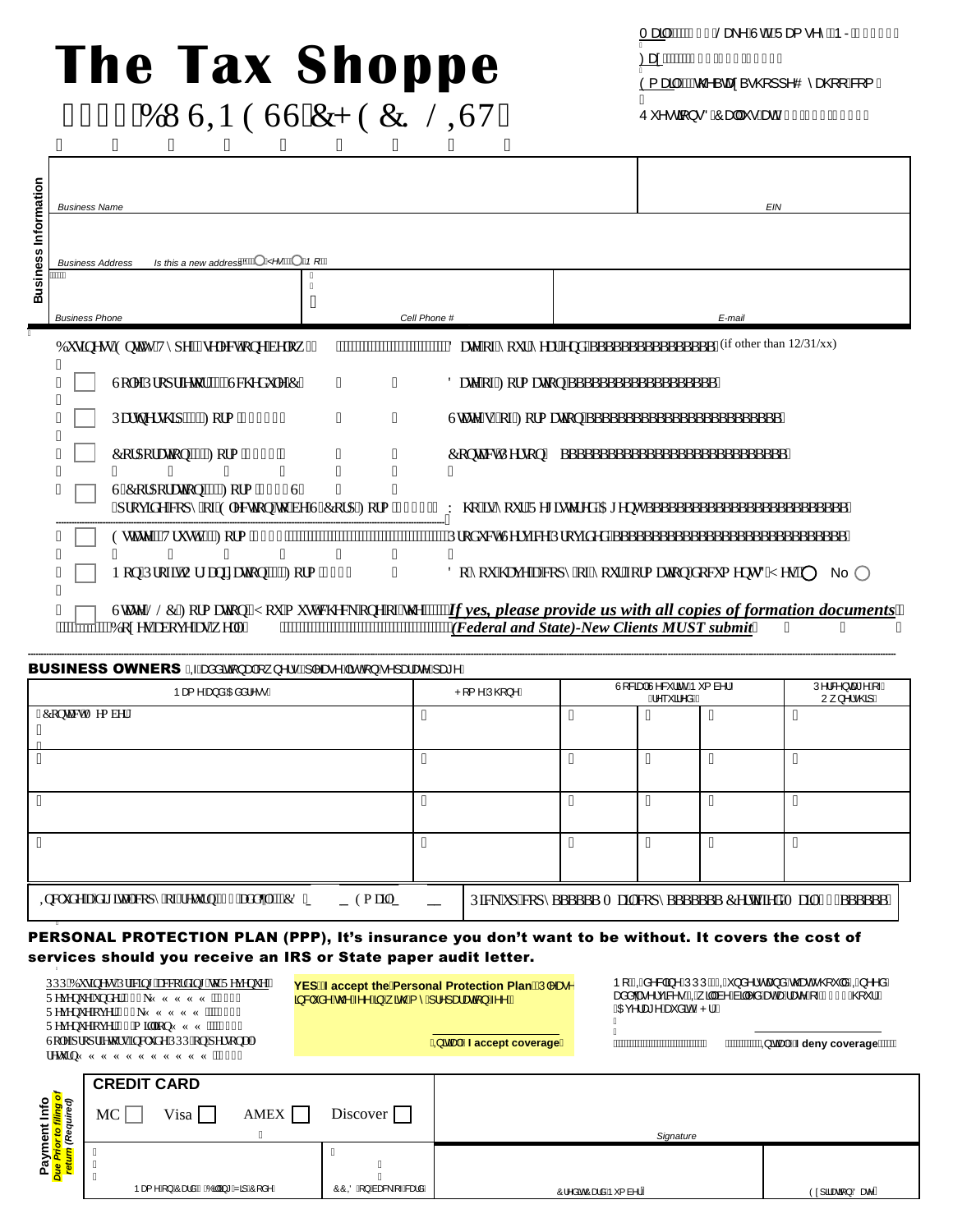# The Tax Shoppe

## BUSINESS CHECKLIST

Mail: Lake St Ramsey, NJ
Fax:
Email: the_tax_shoppe@yahoo.com
Questions? Call us at:

## Business Information

| | |
|---|---|
| Business Name | EIN |
| Business Address — Is this a new address? Yes ○ No ○ | |
| Business Phone / Cell Phone # | E-mail |

**Business Entity Type (please check one below):** Date of your year end: ________________ (if other than 12/31/xx)

- ☐ Sole Proprietor (Schedule C) — Date of Formation: ____________________
- ☐ Partnership (Form) — State(s) of Formation: ____________________________
- ☐ Corporation (Form) — Contact Person: ______________________________
- ☐ S-Corporation (Form S) — provide copy of Election to be S-Corp (Form) — Who is your Registered Agent: __________________________
- ☐ Estate/Trust (Form) — Product/Service Provided: ______________________________
- ☐ Non-Profit Organization (Form) — Do you have a copy of your formation documents? Yes ○ No ○
- ☐ State LLC Formation: You must check one of the Box(es) above as well. ***If yes, please provide us with all copies of formation documents (Federal and State)-New Clients MUST submit***

## BUSINESS OWNERS (if additional owners please list on separate page)

| Name and Address | Home Phone | Social Security Number (required) | | | Percentage of Ownership |
|---|---|---|---|---|---|
| Contact Member | | | | | |
| | | | | | |
| | | | | | |
| | | | | | |

Include digital copy of return on add'l CD _ Email _ | Pick up copy ______ Mail copy ______ Certified Mail ______

## PERSONAL PROTECTION PLAN (PPP), It's insurance you don't want to be without. It covers the cost of services should you receive an IRS or State paper audit letter.

PPP Business Pricing according to Revenue
Revenue under k……
Revenue over k……
Revenue over million……
Sole proprietors include PPP on personal return……

**YES, I accept the Personal Protection Plan (PPP).** Please include the fee in the final amount of my preparation fee.

______________________
Initial **I accept coverage**

No, I decline PPP. I understand that if I need additional services, I will be billed at a rate of $ hour (Average audits Hrs).

______________________
Initial **I deny coverage**

## Payment Info *(Due Prior to filing of return (Required))*

**CREDIT CARD**

MC ☐ Visa ☐ AMEX ☐ Discover ☐

| | | | |
|---|---|---|---|
| | | Signature | |
| Name on Card (Billing Zip Code) | CCID (on back of card) | Credit Card Number | Expiration Date |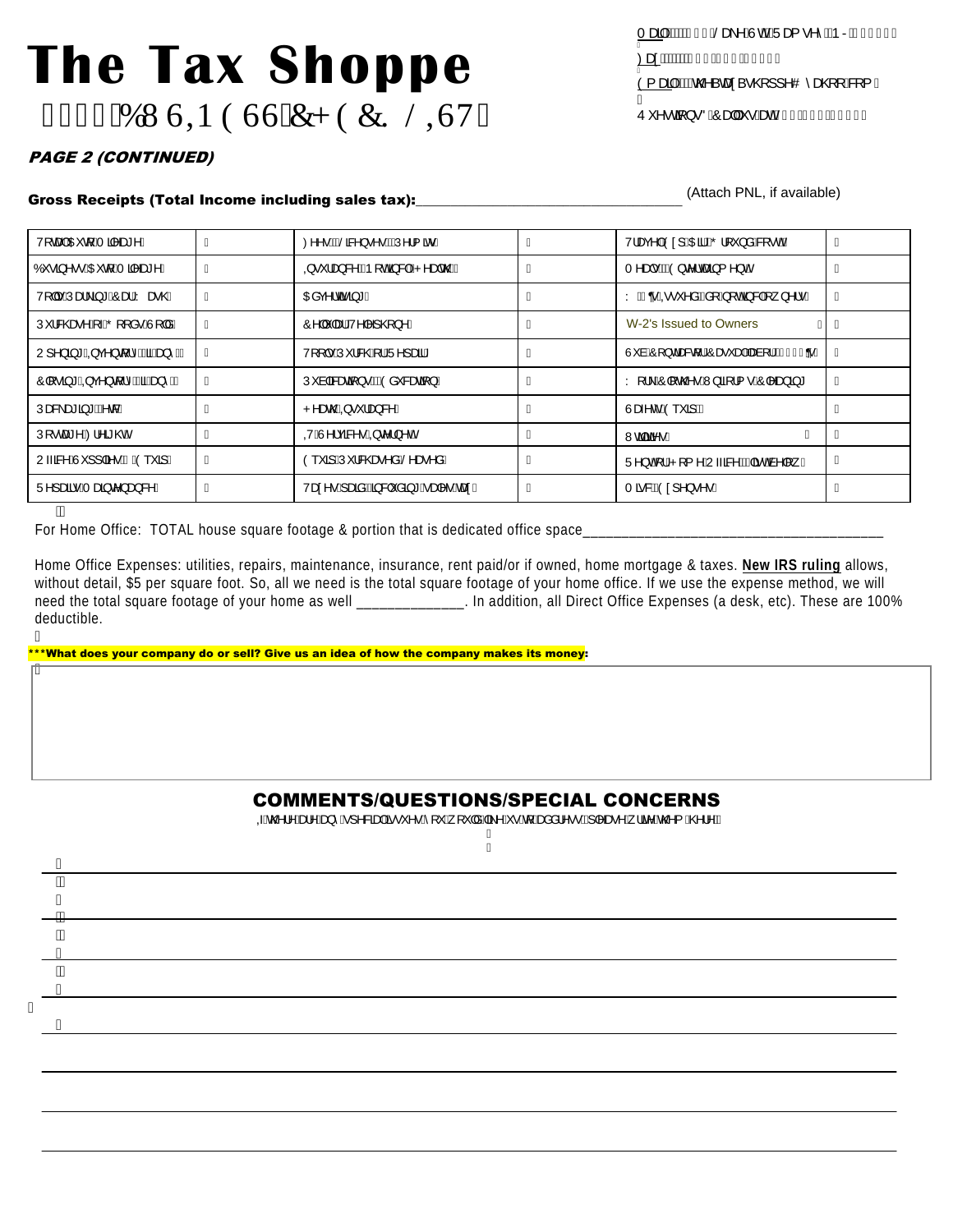# The Tax Shoppe

## BUSINESS CHECKLIST

Mailing: Lake St Ramsey NJ
Fax:
Email: the_tax_shoppe@yahoo.com
Questions? Call us at

***PAGE 2 (CONTINUED)***

**Gross Receipts (Total Income including sales tax):**__________________________________ (Attach PNL, if available)

| | | | | | |
|---|---|---|---|---|---|
| Total Auto Mileage | | Fees/Licenses/Permits | | Travel Exp. (Air/Ground costs) | |
| Business Auto Mileage | | Insurance (Not Health) | | Meals/Entertainment | |
| Tolls/Parking/Car Wash | | Advertising | | W-2's Issued to non-owners | |
| Purchase of Goods Sold | | Cellular/Telephone | | W-2's Issued to Owners | |
| Opening Inventory | | Tools (Purch or Repair) | | Sub Contractors/Casual labor (1099's) | |
| Closing Inventory | | Publications/Education | | Work Clothes/Uniforms/Cleaning | |
| Packaging, etc. | | Health Insurance | | Safety Equip. | |
| Postage/Freight | | IT Services/Internet | | Utilities | |
| Office Supplies/Equip. | | Equip. Purchased/Leased | | Rent for Home Office (see below) | |
| Repairs/Maintenance | | Taxes paid (including sales tax) | | Misc. Expenses | |

For Home Office: TOTAL house square footage & portion that is dedicated office space_________________________________________

Home Office Expenses: utilities, repairs, maintenance, insurance, rent paid/or if owned, home mortgage & taxes. **New IRS ruling** allows, without detail, $5 per square foot. So, all we need is the total square footage of your home office. If we use the expense method, we will need the total square footage of your home as well ______________. In addition, all Direct Office Expenses (a desk, etc). These are 100% deductible.

*****What does your company do or sell? Give us an idea of how the company makes its money:**

## COMMENTS/QUESTIONS/SPECIAL CONCERNS

If there are any special issues you would like us to address, please write them here.

___________________________________________________________________________

___________________________________________________________________________

___________________________________________________________________________

___________________________________________________________________________

___________________________________________________________________________

___________________________________________________________________________

___________________________________________________________________________

___________________________________________________________________________